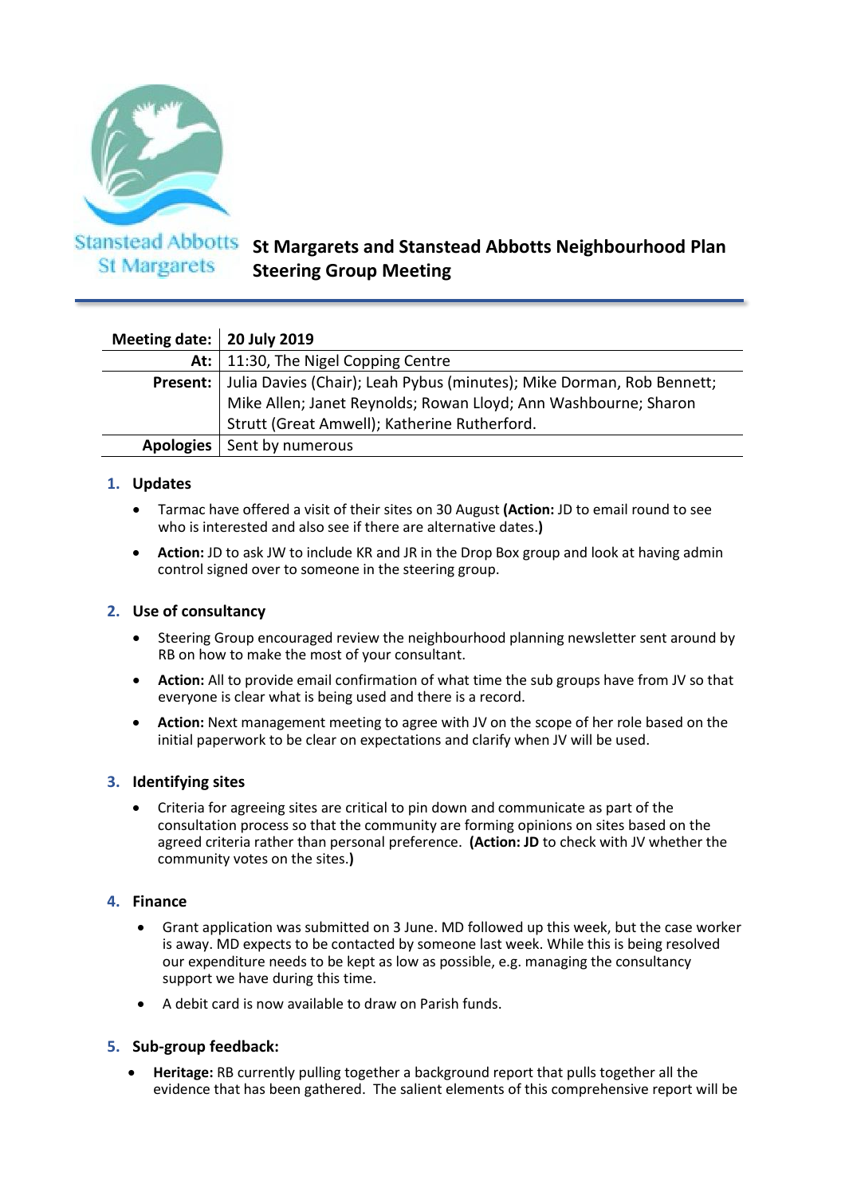Stanstead Abbotts St Margarets

# St Margarets and Stanstead Abbotts Neighbourhood Plan Steering Group Meeting

| **Meeting date:** | **20 July 2019** |
|---|---|
| **At:** | 11:30, The Nigel Copping Centre |
| **Present:** | Julia Davies (Chair); Leah Pybus (minutes); Mike Dorman, Rob Bennett; Mike Allen; Janet Reynolds; Rowan Lloyd; Ann Washbourne; Sharon Strutt (Great Amwell); Katherine Rutherford. |
| **Apologies** | Sent by numerous |

## 1. Updates

- Tarmac have offered a visit of their sites on 30 August **(Action:** JD to email round to see who is interested and also see if there are alternative dates.**)**
- **Action:** JD to ask JW to include KR and JR in the Drop Box group and look at having admin control signed over to someone in the steering group.

## 2. Use of consultancy

- Steering Group encouraged review the neighbourhood planning newsletter sent around by RB on how to make the most of your consultant.
- **Action:** All to provide email confirmation of what time the sub groups have from JV so that everyone is clear what is being used and there is a record.
- **Action:** Next management meeting to agree with JV on the scope of her role based on the initial paperwork to be clear on expectations and clarify when JV will be used.

## 3. Identifying sites

- Criteria for agreeing sites are critical to pin down and communicate as part of the consultation process so that the community are forming opinions on sites based on the agreed criteria rather than personal preference. **(Action: JD** to check with JV whether the community votes on the sites.**)**

## 4. Finance

- Grant application was submitted on 3 June. MD followed up this week, but the case worker is away. MD expects to be contacted by someone last week. While this is being resolved our expenditure needs to be kept as low as possible, e.g. managing the consultancy support we have during this time.
- A debit card is now available to draw on Parish funds.

## 5. Sub-group feedback:

- **Heritage:** RB currently pulling together a background report that pulls together all the evidence that has been gathered. The salient elements of this comprehensive report will be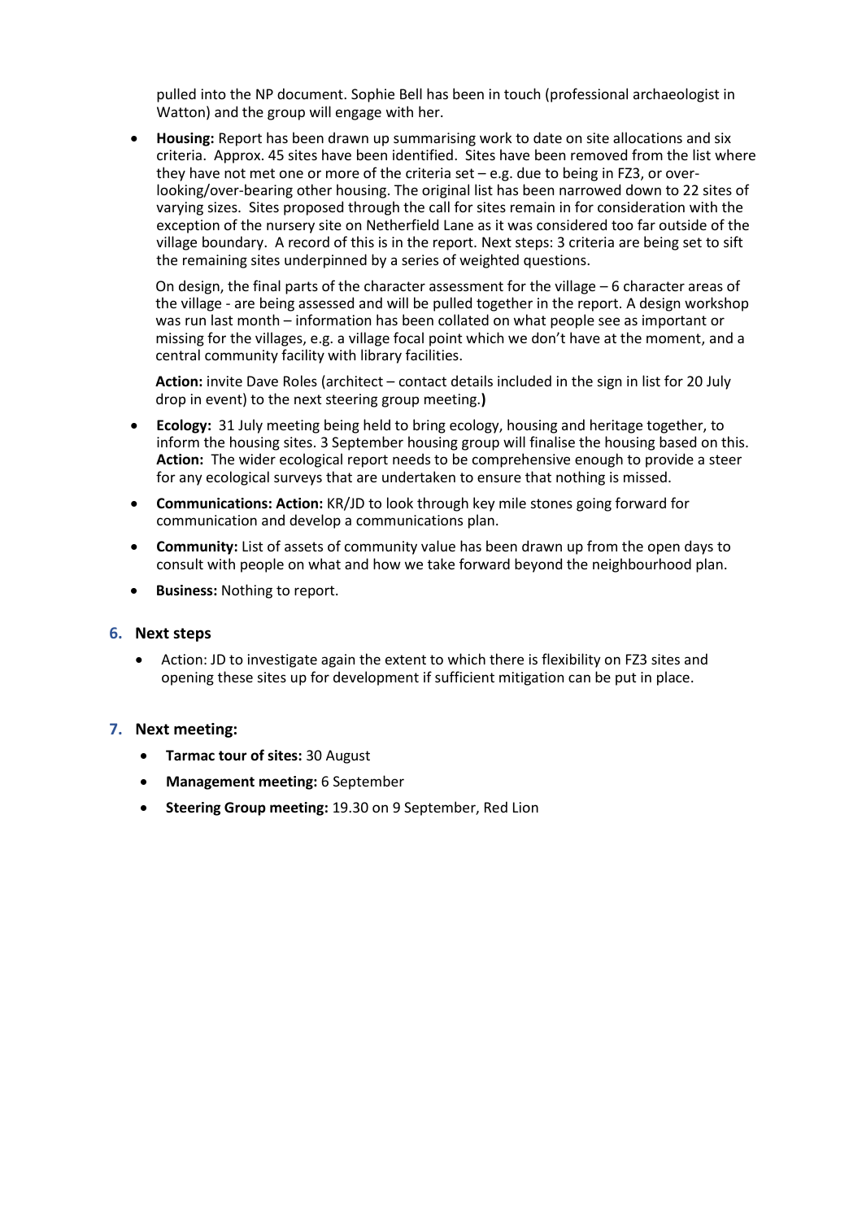pulled into the NP document. Sophie Bell has been in touch (professional archaeologist in Watton) and the group will engage with her.

- **Housing:** Report has been drawn up summarising work to date on site allocations and six criteria. Approx. 45 sites have been identified. Sites have been removed from the list where they have not met one or more of the criteria set – e.g. due to being in FZ3, or over-looking/over-bearing other housing. The original list has been narrowed down to 22 sites of varying sizes. Sites proposed through the call for sites remain in for consideration with the exception of the nursery site on Netherfield Lane as it was considered too far outside of the village boundary. A record of this is in the report. Next steps: 3 criteria are being set to sift the remaining sites underpinned by a series of weighted questions.

  On design, the final parts of the character assessment for the village – 6 character areas of the village - are being assessed and will be pulled together in the report. A design workshop was run last month – information has been collated on what people see as important or missing for the villages, e.g. a village focal point which we don't have at the moment, and a central community facility with library facilities.

  **Action:** invite Dave Roles (architect – contact details included in the sign in list for 20 July drop in event) to the next steering group meeting.**)**

- **Ecology:** 31 July meeting being held to bring ecology, housing and heritage together, to inform the housing sites. 3 September housing group will finalise the housing based on this. **Action:** The wider ecological report needs to be comprehensive enough to provide a steer for any ecological surveys that are undertaken to ensure that nothing is missed.
- **Communications: Action:** KR/JD to look through key mile stones going forward for communication and develop a communications plan.
- **Community:** List of assets of community value has been drawn up from the open days to consult with people on what and how we take forward beyond the neighbourhood plan.
- **Business:** Nothing to report.

## 6. Next steps

- Action: JD to investigate again the extent to which there is flexibility on FZ3 sites and opening these sites up for development if sufficient mitigation can be put in place.

## 7. Next meeting:

- **Tarmac tour of sites:** 30 August
- **Management meeting:** 6 September
- **Steering Group meeting:** 19.30 on 9 September, Red Lion